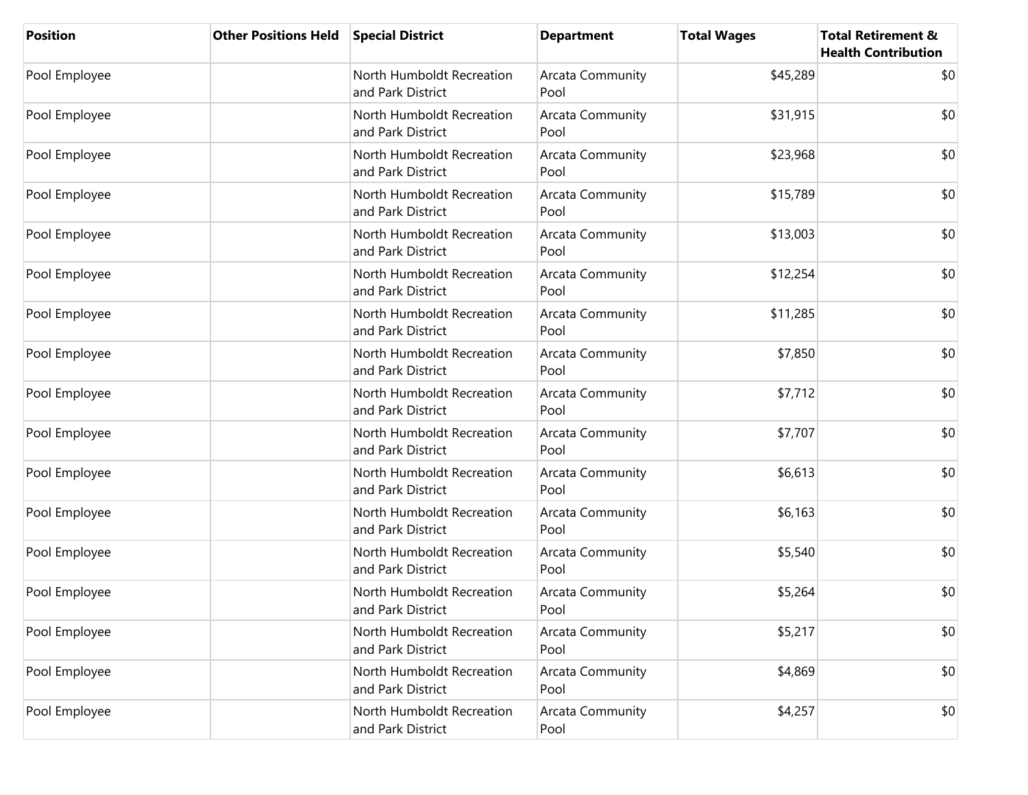| Position | Other Positions Held | Special District | Department | Total Wages | Total Retirement & Health Contribution |
|---|---|---|---|---|---|
| Pool Employee | | North Humboldt Recreation and Park District | Arcata Community Pool | $45,289 | $0 |
| Pool Employee | | North Humboldt Recreation and Park District | Arcata Community Pool | $31,915 | $0 |
| Pool Employee | | North Humboldt Recreation and Park District | Arcata Community Pool | $23,968 | $0 |
| Pool Employee | | North Humboldt Recreation and Park District | Arcata Community Pool | $15,789 | $0 |
| Pool Employee | | North Humboldt Recreation and Park District | Arcata Community Pool | $13,003 | $0 |
| Pool Employee | | North Humboldt Recreation and Park District | Arcata Community Pool | $12,254 | $0 |
| Pool Employee | | North Humboldt Recreation and Park District | Arcata Community Pool | $11,285 | $0 |
| Pool Employee | | North Humboldt Recreation and Park District | Arcata Community Pool | $7,850 | $0 |
| Pool Employee | | North Humboldt Recreation and Park District | Arcata Community Pool | $7,712 | $0 |
| Pool Employee | | North Humboldt Recreation and Park District | Arcata Community Pool | $7,707 | $0 |
| Pool Employee | | North Humboldt Recreation and Park District | Arcata Community Pool | $6,613 | $0 |
| Pool Employee | | North Humboldt Recreation and Park District | Arcata Community Pool | $6,163 | $0 |
| Pool Employee | | North Humboldt Recreation and Park District | Arcata Community Pool | $5,540 | $0 |
| Pool Employee | | North Humboldt Recreation and Park District | Arcata Community Pool | $5,264 | $0 |
| Pool Employee | | North Humboldt Recreation and Park District | Arcata Community Pool | $5,217 | $0 |
| Pool Employee | | North Humboldt Recreation and Park District | Arcata Community Pool | $4,869 | $0 |
| Pool Employee | | North Humboldt Recreation and Park District | Arcata Community Pool | $4,257 | $0 |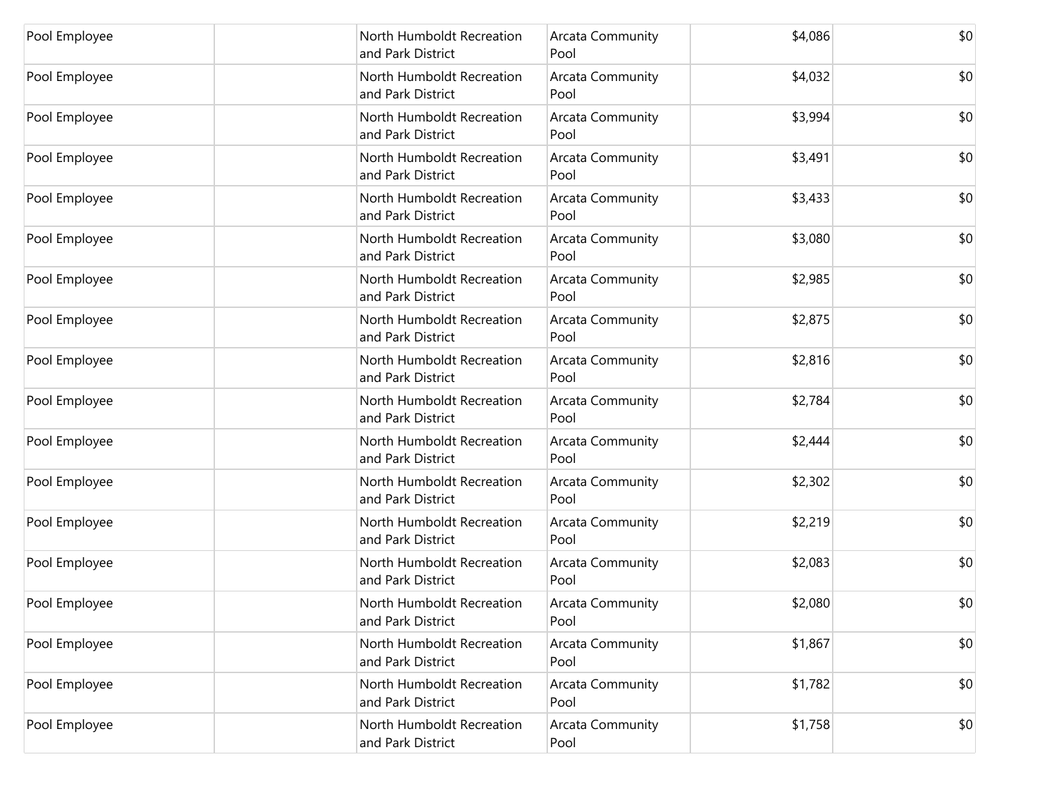| | | | | | |
|---|---|---|---|---|---|
| Pool Employee | | North Humboldt Recreation and Park District | Arcata Community Pool | $4,086 | $0 |
| Pool Employee | | North Humboldt Recreation and Park District | Arcata Community Pool | $4,032 | $0 |
| Pool Employee | | North Humboldt Recreation and Park District | Arcata Community Pool | $3,994 | $0 |
| Pool Employee | | North Humboldt Recreation and Park District | Arcata Community Pool | $3,491 | $0 |
| Pool Employee | | North Humboldt Recreation and Park District | Arcata Community Pool | $3,433 | $0 |
| Pool Employee | | North Humboldt Recreation and Park District | Arcata Community Pool | $3,080 | $0 |
| Pool Employee | | North Humboldt Recreation and Park District | Arcata Community Pool | $2,985 | $0 |
| Pool Employee | | North Humboldt Recreation and Park District | Arcata Community Pool | $2,875 | $0 |
| Pool Employee | | North Humboldt Recreation and Park District | Arcata Community Pool | $2,816 | $0 |
| Pool Employee | | North Humboldt Recreation and Park District | Arcata Community Pool | $2,784 | $0 |
| Pool Employee | | North Humboldt Recreation and Park District | Arcata Community Pool | $2,444 | $0 |
| Pool Employee | | North Humboldt Recreation and Park District | Arcata Community Pool | $2,302 | $0 |
| Pool Employee | | North Humboldt Recreation and Park District | Arcata Community Pool | $2,219 | $0 |
| Pool Employee | | North Humboldt Recreation and Park District | Arcata Community Pool | $2,083 | $0 |
| Pool Employee | | North Humboldt Recreation and Park District | Arcata Community Pool | $2,080 | $0 |
| Pool Employee | | North Humboldt Recreation and Park District | Arcata Community Pool | $1,867 | $0 |
| Pool Employee | | North Humboldt Recreation and Park District | Arcata Community Pool | $1,782 | $0 |
| Pool Employee | | North Humboldt Recreation and Park District | Arcata Community Pool | $1,758 | $0 |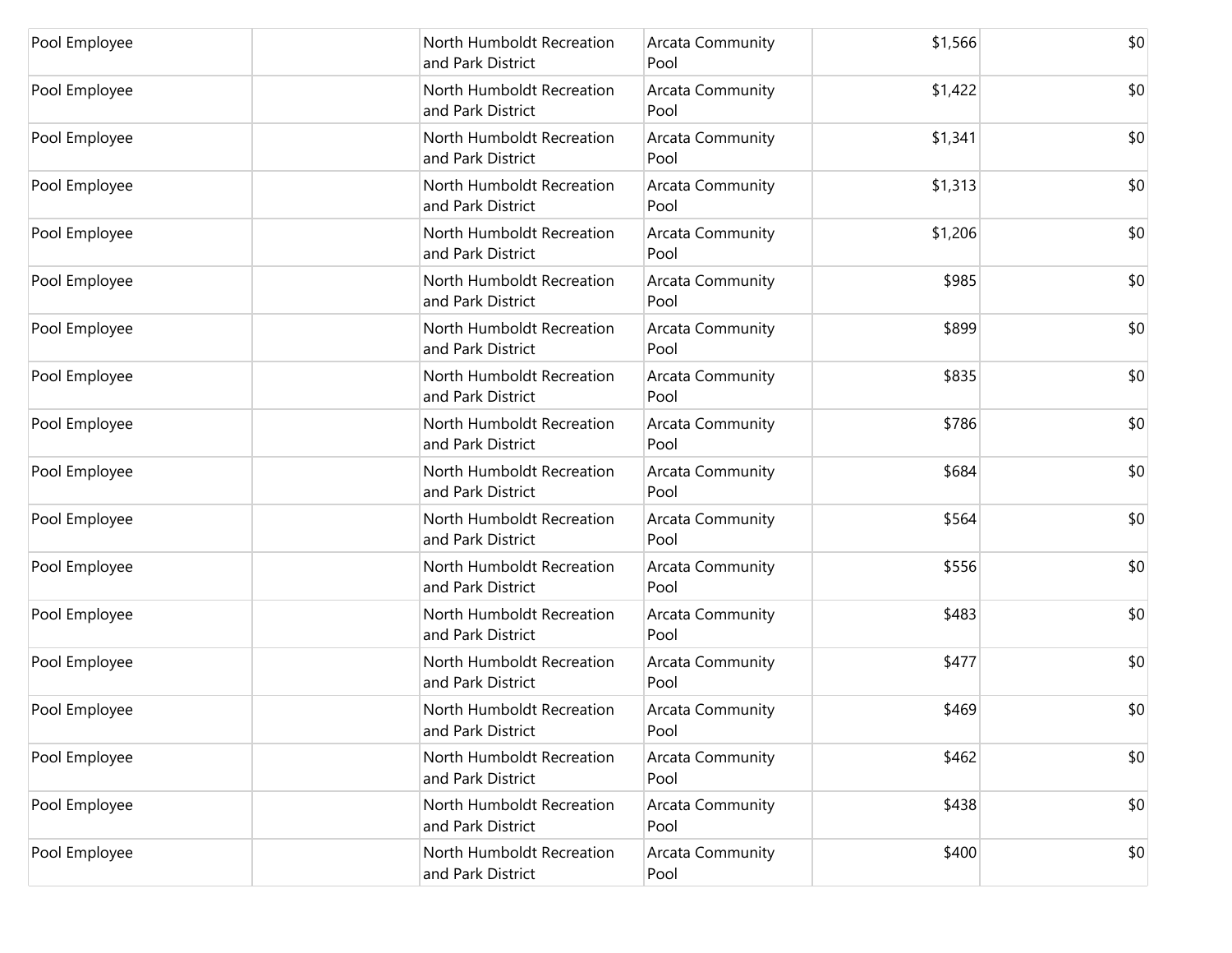| | | | | | |
|---|---|---|---|---|---|
| Pool Employee | | North Humboldt Recreation and Park District | Arcata Community Pool | $1,566 | $0 |
| Pool Employee | | North Humboldt Recreation and Park District | Arcata Community Pool | $1,422 | $0 |
| Pool Employee | | North Humboldt Recreation and Park District | Arcata Community Pool | $1,341 | $0 |
| Pool Employee | | North Humboldt Recreation and Park District | Arcata Community Pool | $1,313 | $0 |
| Pool Employee | | North Humboldt Recreation and Park District | Arcata Community Pool | $1,206 | $0 |
| Pool Employee | | North Humboldt Recreation and Park District | Arcata Community Pool | $985 | $0 |
| Pool Employee | | North Humboldt Recreation and Park District | Arcata Community Pool | $899 | $0 |
| Pool Employee | | North Humboldt Recreation and Park District | Arcata Community Pool | $835 | $0 |
| Pool Employee | | North Humboldt Recreation and Park District | Arcata Community Pool | $786 | $0 |
| Pool Employee | | North Humboldt Recreation and Park District | Arcata Community Pool | $684 | $0 |
| Pool Employee | | North Humboldt Recreation and Park District | Arcata Community Pool | $564 | $0 |
| Pool Employee | | North Humboldt Recreation and Park District | Arcata Community Pool | $556 | $0 |
| Pool Employee | | North Humboldt Recreation and Park District | Arcata Community Pool | $483 | $0 |
| Pool Employee | | North Humboldt Recreation and Park District | Arcata Community Pool | $477 | $0 |
| Pool Employee | | North Humboldt Recreation and Park District | Arcata Community Pool | $469 | $0 |
| Pool Employee | | North Humboldt Recreation and Park District | Arcata Community Pool | $462 | $0 |
| Pool Employee | | North Humboldt Recreation and Park District | Arcata Community Pool | $438 | $0 |
| Pool Employee | | North Humboldt Recreation and Park District | Arcata Community Pool | $400 | $0 |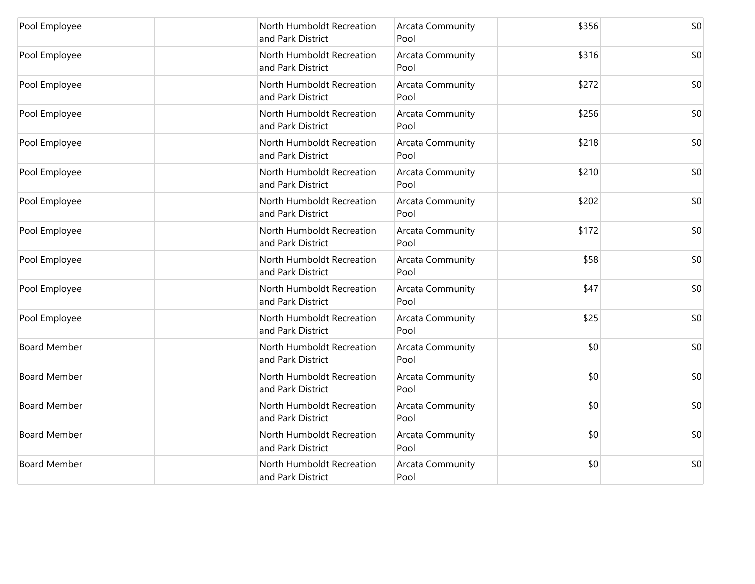| | | | | | |
|---|---|---|---|---|---|
| Pool Employee | | North Humboldt Recreation and Park District | Arcata Community Pool | $356 | $0 |
| Pool Employee | | North Humboldt Recreation and Park District | Arcata Community Pool | $316 | $0 |
| Pool Employee | | North Humboldt Recreation and Park District | Arcata Community Pool | $272 | $0 |
| Pool Employee | | North Humboldt Recreation and Park District | Arcata Community Pool | $256 | $0 |
| Pool Employee | | North Humboldt Recreation and Park District | Arcata Community Pool | $218 | $0 |
| Pool Employee | | North Humboldt Recreation and Park District | Arcata Community Pool | $210 | $0 |
| Pool Employee | | North Humboldt Recreation and Park District | Arcata Community Pool | $202 | $0 |
| Pool Employee | | North Humboldt Recreation and Park District | Arcata Community Pool | $172 | $0 |
| Pool Employee | | North Humboldt Recreation and Park District | Arcata Community Pool | $58 | $0 |
| Pool Employee | | North Humboldt Recreation and Park District | Arcata Community Pool | $47 | $0 |
| Pool Employee | | North Humboldt Recreation and Park District | Arcata Community Pool | $25 | $0 |
| Board Member | | North Humboldt Recreation and Park District | Arcata Community Pool | $0 | $0 |
| Board Member | | North Humboldt Recreation and Park District | Arcata Community Pool | $0 | $0 |
| Board Member | | North Humboldt Recreation and Park District | Arcata Community Pool | $0 | $0 |
| Board Member | | North Humboldt Recreation and Park District | Arcata Community Pool | $0 | $0 |
| Board Member | | North Humboldt Recreation and Park District | Arcata Community Pool | $0 | $0 |